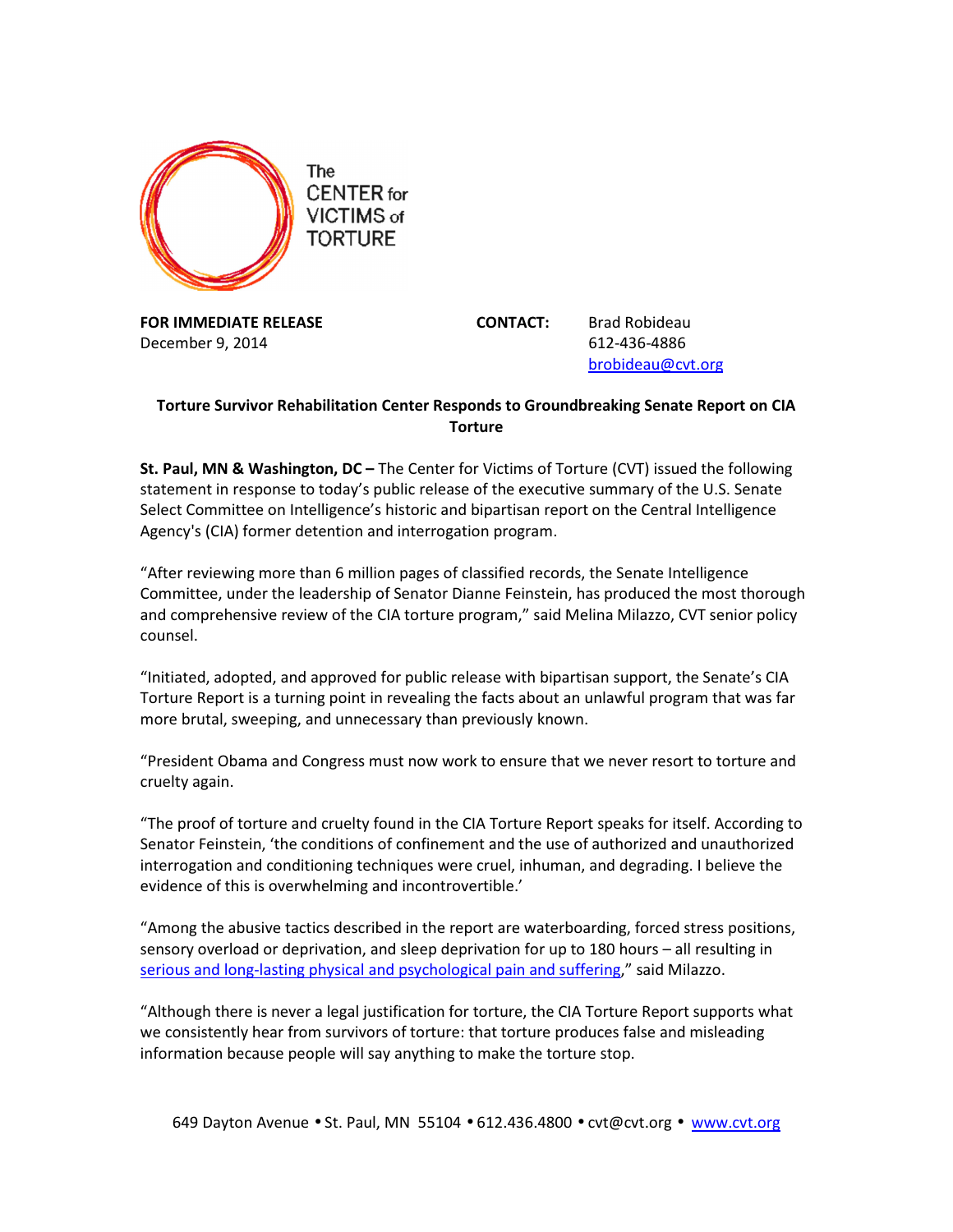The CENTER for VICTIMS of TORTURE

**FOR IMMEDIATE RELEASE**
December 9, 2014

**CONTACT:** Brad Robideau
612-436-4886
brobideau@cvt.org

**Torture Survivor Rehabilitation Center Responds to Groundbreaking Senate Report on CIA Torture**

**St. Paul, MN & Washington, DC –** The Center for Victims of Torture (CVT) issued the following statement in response to today's public release of the executive summary of the U.S. Senate Select Committee on Intelligence's historic and bipartisan report on the Central Intelligence Agency's (CIA) former detention and interrogation program.

"After reviewing more than 6 million pages of classified records, the Senate Intelligence Committee, under the leadership of Senator Dianne Feinstein, has produced the most thorough and comprehensive review of the CIA torture program," said Melina Milazzo, CVT senior policy counsel.

"Initiated, adopted, and approved for public release with bipartisan support, the Senate's CIA Torture Report is a turning point in revealing the facts about an unlawful program that was far more brutal, sweeping, and unnecessary than previously known.

"President Obama and Congress must now work to ensure that we never resort to torture and cruelty again.

"The proof of torture and cruelty found in the CIA Torture Report speaks for itself. According to Senator Feinstein, 'the conditions of confinement and the use of authorized and unauthorized interrogation and conditioning techniques were cruel, inhuman, and degrading. I believe the evidence of this is overwhelming and incontrovertible.'

"Among the abusive tactics described in the report are waterboarding, forced stress positions, sensory overload or deprivation, and sleep deprivation for up to 180 hours – all resulting in serious and long-lasting physical and psychological pain and suffering," said Milazzo.

"Although there is never a legal justification for torture, the CIA Torture Report supports what we consistently hear from survivors of torture: that torture produces false and misleading information because people will say anything to make the torture stop.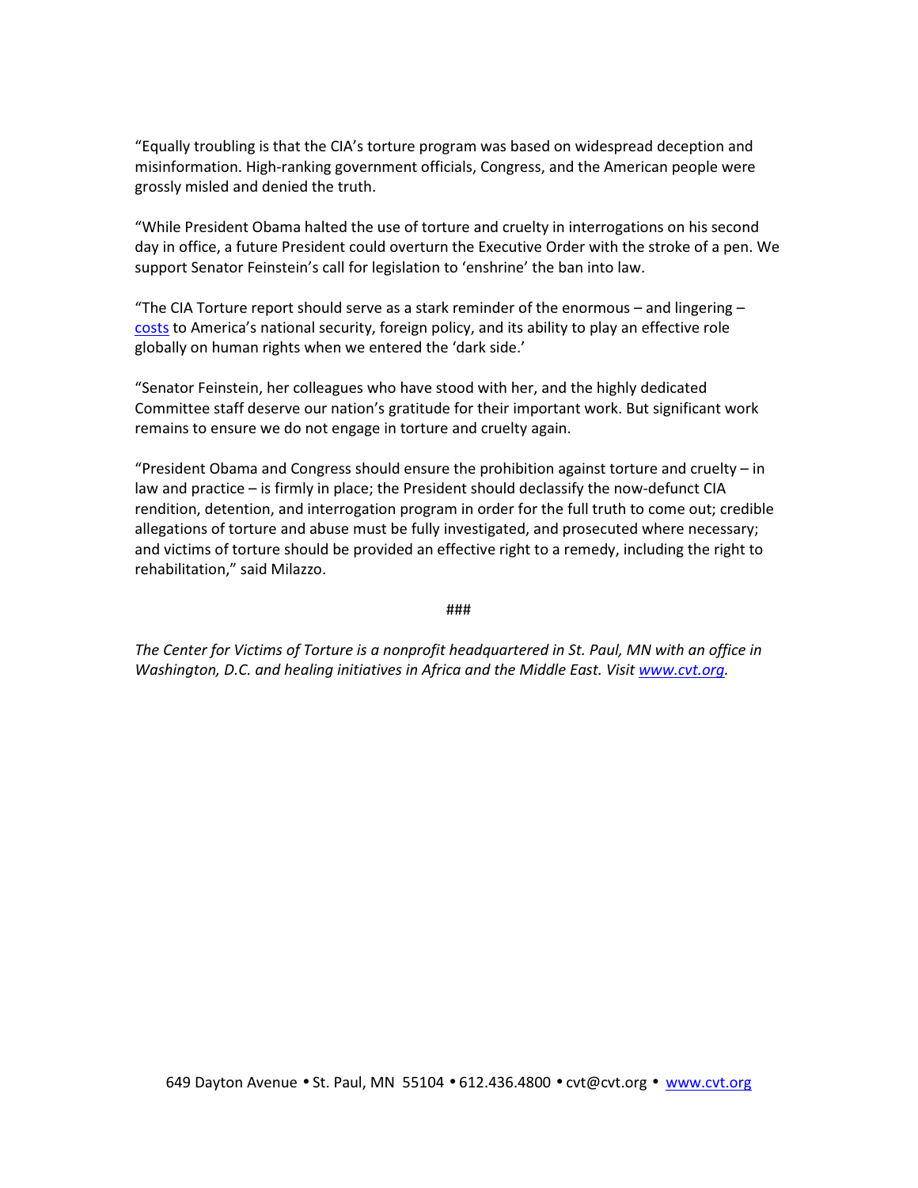"Equally troubling is that the CIA's torture program was based on widespread deception and misinformation. High-ranking government officials, Congress, and the American people were grossly misled and denied the truth.

"While President Obama halted the use of torture and cruelty in interrogations on his second day in office, a future President could overturn the Executive Order with the stroke of a pen. We support Senator Feinstein's call for legislation to 'enshrine' the ban into law.

"The CIA Torture report should serve as a stark reminder of the enormous – and lingering – costs to America's national security, foreign policy, and its ability to play an effective role globally on human rights when we entered the 'dark side.'

"Senator Feinstein, her colleagues who have stood with her, and the highly dedicated Committee staff deserve our nation's gratitude for their important work. But significant work remains to ensure we do not engage in torture and cruelty again.

"President Obama and Congress should ensure the prohibition against torture and cruelty – in law and practice – is firmly in place; the President should declassify the now-defunct CIA rendition, detention, and interrogation program in order for the full truth to come out; credible allegations of torture and abuse must be fully investigated, and prosecuted where necessary; and victims of torture should be provided an effective right to a remedy, including the right to rehabilitation," said Milazzo.

###

*The Center for Victims of Torture is a nonprofit headquartered in St. Paul, MN with an office in Washington, D.C. and healing initiatives in Africa and the Middle East. Visit www.cvt.org.*

649 Dayton Avenue • St. Paul, MN 55104 • 612.436.4800 • cvt@cvt.org • www.cvt.org